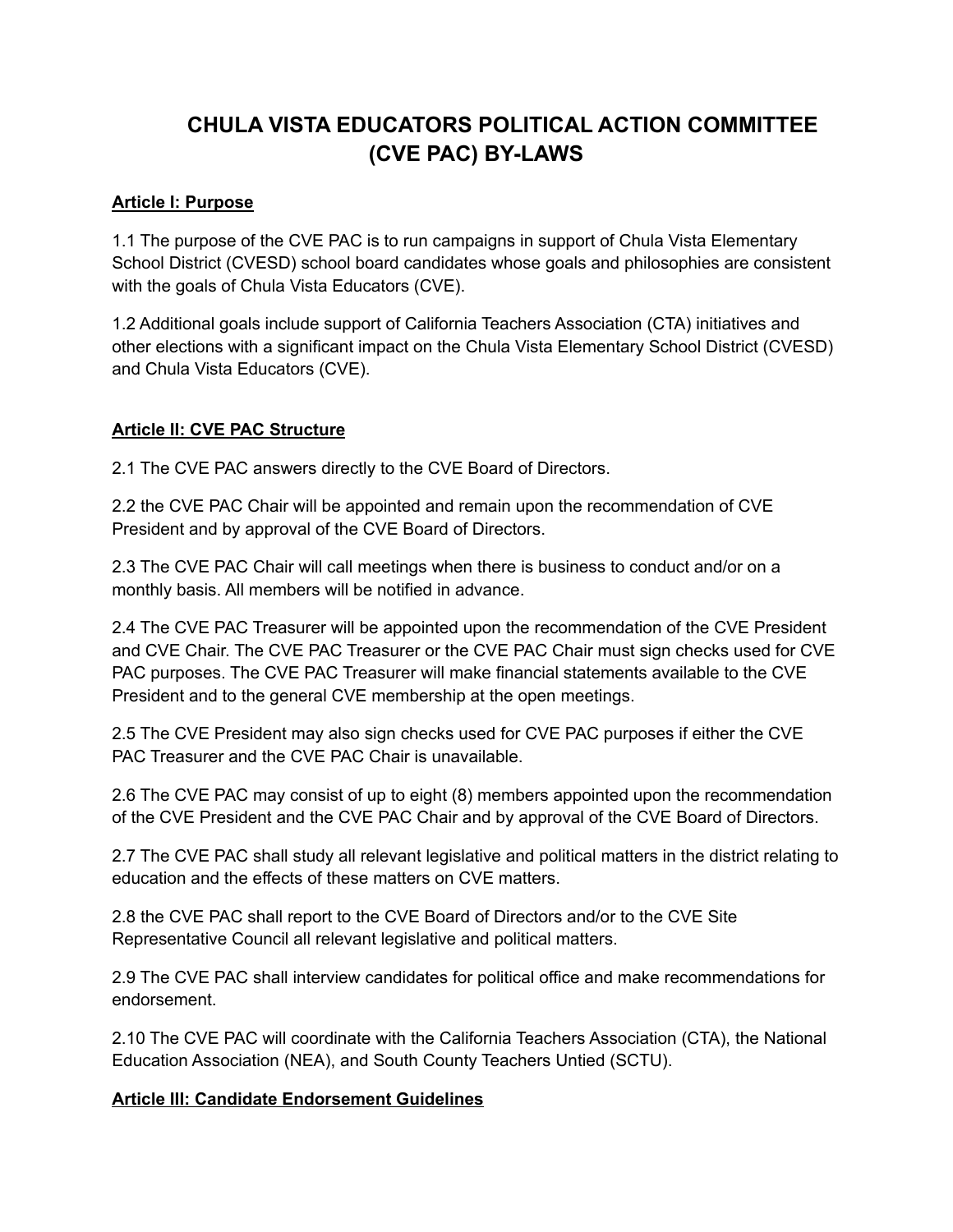# CHULA VISTA EDUCATORS POLITICAL ACTION COMMITTEE (CVE PAC) BY-LAWS

**Article I: Purpose**

1.1 The purpose of the CVE PAC is to run campaigns in support of Chula Vista Elementary School District (CVESD) school board candidates whose goals and philosophies are consistent with the goals of Chula Vista Educators (CVE).

1.2 Additional goals include support of California Teachers Association (CTA) initiatives and other elections with a significant impact on the Chula Vista Elementary School District (CVESD) and Chula Vista Educators (CVE).

**Article II: CVE PAC Structure**

2.1 The CVE PAC answers directly to the CVE Board of Directors.

2.2 the CVE PAC Chair will be appointed and remain upon the recommendation of CVE President and by approval of the CVE Board of Directors.

2.3 The CVE PAC Chair will call meetings when there is business to conduct and/or on a monthly basis. All members will be notified in advance.

2.4 The CVE PAC Treasurer will be appointed upon the recommendation of the CVE President and CVE Chair. The CVE PAC Treasurer or the CVE PAC Chair must sign checks used for CVE PAC purposes. The CVE PAC Treasurer will make financial statements available to the CVE President and to the general CVE membership at the open meetings.

2.5 The CVE President may also sign checks used for CVE PAC purposes if either the CVE PAC Treasurer and the CVE PAC Chair is unavailable.

2.6 The CVE PAC may consist of up to eight (8) members appointed upon the recommendation of the CVE President and the CVE PAC Chair and by approval of the CVE Board of Directors.

2.7 The CVE PAC shall study all relevant legislative and political matters in the district relating to education and the effects of these matters on CVE matters.

2.8 the CVE PAC shall report to the CVE Board of Directors and/or to the CVE Site Representative Council all relevant legislative and political matters.

2.9 The CVE PAC shall interview candidates for political office and make recommendations for endorsement.

2.10 The CVE PAC will coordinate with the California Teachers Association (CTA), the National Education Association (NEA), and South County Teachers Untied (SCTU).

**Article III: Candidate Endorsement Guidelines**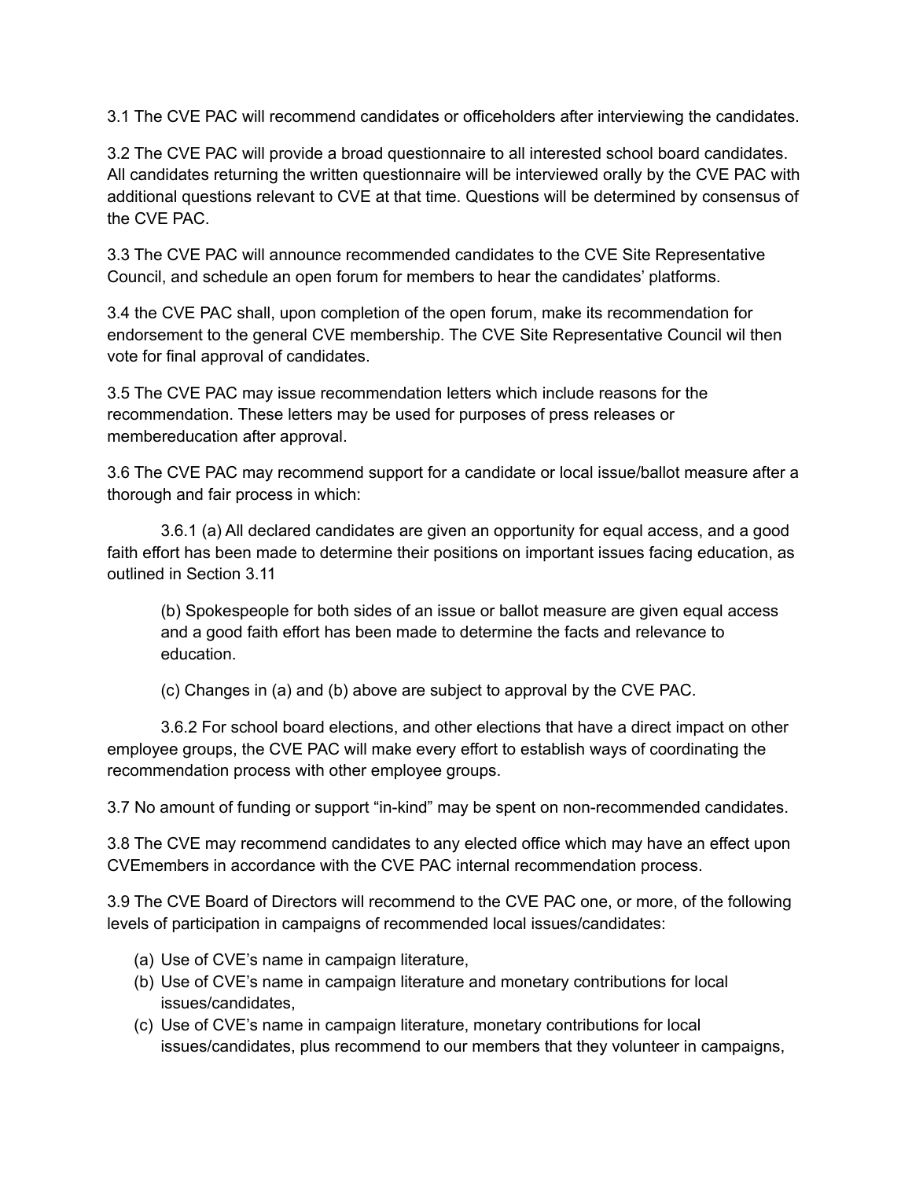3.1 The CVE PAC will recommend candidates or officeholders after interviewing the candidates.

3.2 The CVE PAC will provide a broad questionnaire to all interested school board candidates. All candidates returning the written questionnaire will be interviewed orally by the CVE PAC with additional questions relevant to CVE at that time. Questions will be determined by consensus of the CVE PAC.

3.3 The CVE PAC will announce recommended candidates to the CVE Site Representative Council, and schedule an open forum for members to hear the candidates' platforms.

3.4 the CVE PAC shall, upon completion of the open forum, make its recommendation for endorsement to the general CVE membership. The CVE Site Representative Council wil then vote for final approval of candidates.

3.5 The CVE PAC may issue recommendation letters which include reasons for the recommendation. These letters may be used for purposes of press releases or membereducation after approval.

3.6 The CVE PAC may recommend support for a candidate or local issue/ballot measure after a thorough and fair process in which:

3.6.1 (a) All declared candidates are given an opportunity for equal access, and a good faith effort has been made to determine their positions on important issues facing education, as outlined in Section 3.11

(b) Spokespeople for both sides of an issue or ballot measure are given equal access and a good faith effort has been made to determine the facts and relevance to education.

(c) Changes in (a) and (b) above are subject to approval by the CVE PAC.

3.6.2 For school board elections, and other elections that have a direct impact on other employee groups, the CVE PAC will make every effort to establish ways of coordinating the recommendation process with other employee groups.

3.7 No amount of funding or support "in-kind" may be spent on non-recommended candidates.

3.8 The CVE may recommend candidates to any elected office which may have an effect upon CVEmembers in accordance with the CVE PAC internal recommendation process.

3.9 The CVE Board of Directors will recommend to the CVE PAC one, or more, of the following levels of participation in campaigns of recommended local issues/candidates:

(a) Use of CVE's name in campaign literature,
(b) Use of CVE's name in campaign literature and monetary contributions for local issues/candidates,
(c) Use of CVE's name in campaign literature, monetary contributions for local issues/candidates, plus recommend to our members that they volunteer in campaigns,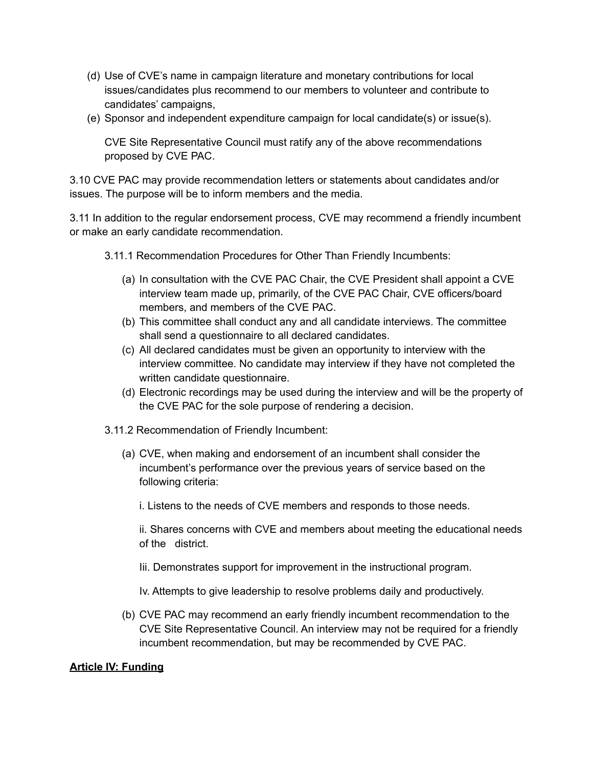(d) Use of CVE's name in campaign literature and monetary contributions for local issues/candidates plus recommend to our members to volunteer and contribute to candidates' campaigns,

(e) Sponsor and independent expenditure campaign for local candidate(s) or issue(s).

CVE Site Representative Council must ratify any of the above recommendations proposed by CVE PAC.

3.10 CVE PAC may provide recommendation letters or statements about candidates and/or issues. The purpose will be to inform members and the media.

3.11 In addition to the regular endorsement process, CVE may recommend a friendly incumbent or make an early candidate recommendation.

3.11.1 Recommendation Procedures for Other Than Friendly Incumbents:

(a) In consultation with the CVE PAC Chair, the CVE President shall appoint a CVE interview team made up, primarily, of the CVE PAC Chair, CVE officers/board members, and members of the CVE PAC.

(b) This committee shall conduct any and all candidate interviews. The committee shall send a questionnaire to all declared candidates.

(c) All declared candidates must be given an opportunity to interview with the interview committee. No candidate may interview if they have not completed the written candidate questionnaire.

(d) Electronic recordings may be used during the interview and will be the property of the CVE PAC for the sole purpose of rendering a decision.

3.11.2 Recommendation of Friendly Incumbent:

(a) CVE, when making and endorsement of an incumbent shall consider the incumbent's performance over the previous years of service based on the following criteria:

i. Listens to the needs of CVE members and responds to those needs.

ii. Shares concerns with CVE and members about meeting the educational needs of the district.

Iii. Demonstrates support for improvement in the instructional program.

Iv. Attempts to give leadership to resolve problems daily and productively.

(b) CVE PAC may recommend an early friendly incumbent recommendation to the CVE Site Representative Council. An interview may not be required for a friendly incumbent recommendation, but may be recommended by CVE PAC.

**<u>Article IV: Funding</u>**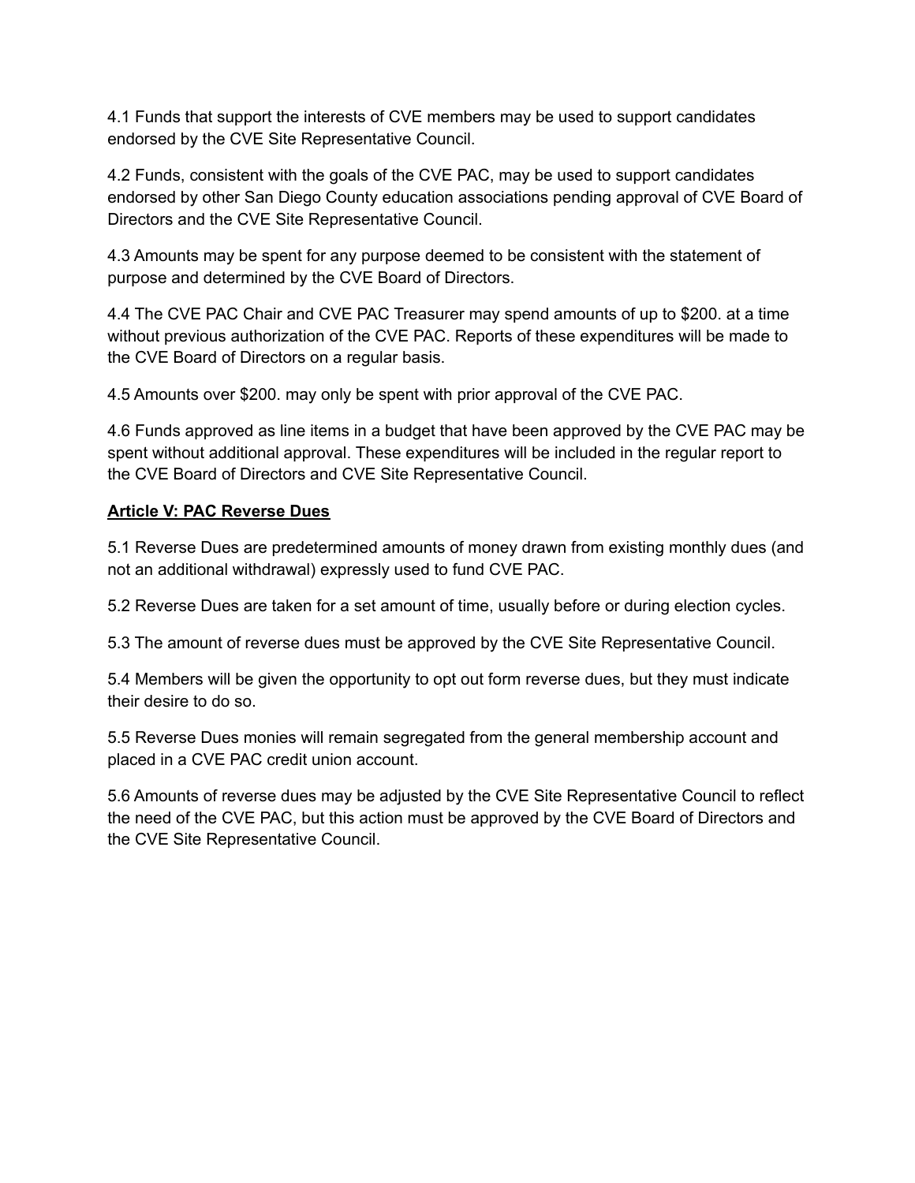4.1 Funds that support the interests of CVE members may be used to support candidates endorsed by the CVE Site Representative Council.

4.2 Funds, consistent with the goals of the CVE PAC, may be used to support candidates endorsed by other San Diego County education associations pending approval of CVE Board of Directors and the CVE Site Representative Council.

4.3 Amounts may be spent for any purpose deemed to be consistent with the statement of purpose and determined by the CVE Board of Directors.

4.4 The CVE PAC Chair and CVE PAC Treasurer may spend amounts of up to $200. at a time without previous authorization of the CVE PAC. Reports of these expenditures will be made to the CVE Board of Directors on a regular basis.

4.5 Amounts over $200. may only be spent with prior approval of the CVE PAC.

4.6 Funds approved as line items in a budget that have been approved by the CVE PAC may be spent without additional approval. These expenditures will be included in the regular report to the CVE Board of Directors and CVE Site Representative Council.

**Article V: PAC Reverse Dues**

5.1 Reverse Dues are predetermined amounts of money drawn from existing monthly dues (and not an additional withdrawal) expressly used to fund CVE PAC.

5.2 Reverse Dues are taken for a set amount of time, usually before or during election cycles.

5.3 The amount of reverse dues must be approved by the CVE Site Representative Council.

5.4 Members will be given the opportunity to opt out form reverse dues, but they must indicate their desire to do so.

5.5 Reverse Dues monies will remain segregated from the general membership account and placed in a CVE PAC credit union account.

5.6 Amounts of reverse dues may be adjusted by the CVE Site Representative Council to reflect the need of the CVE PAC, but this action must be approved by the CVE Board of Directors and the CVE Site Representative Council.